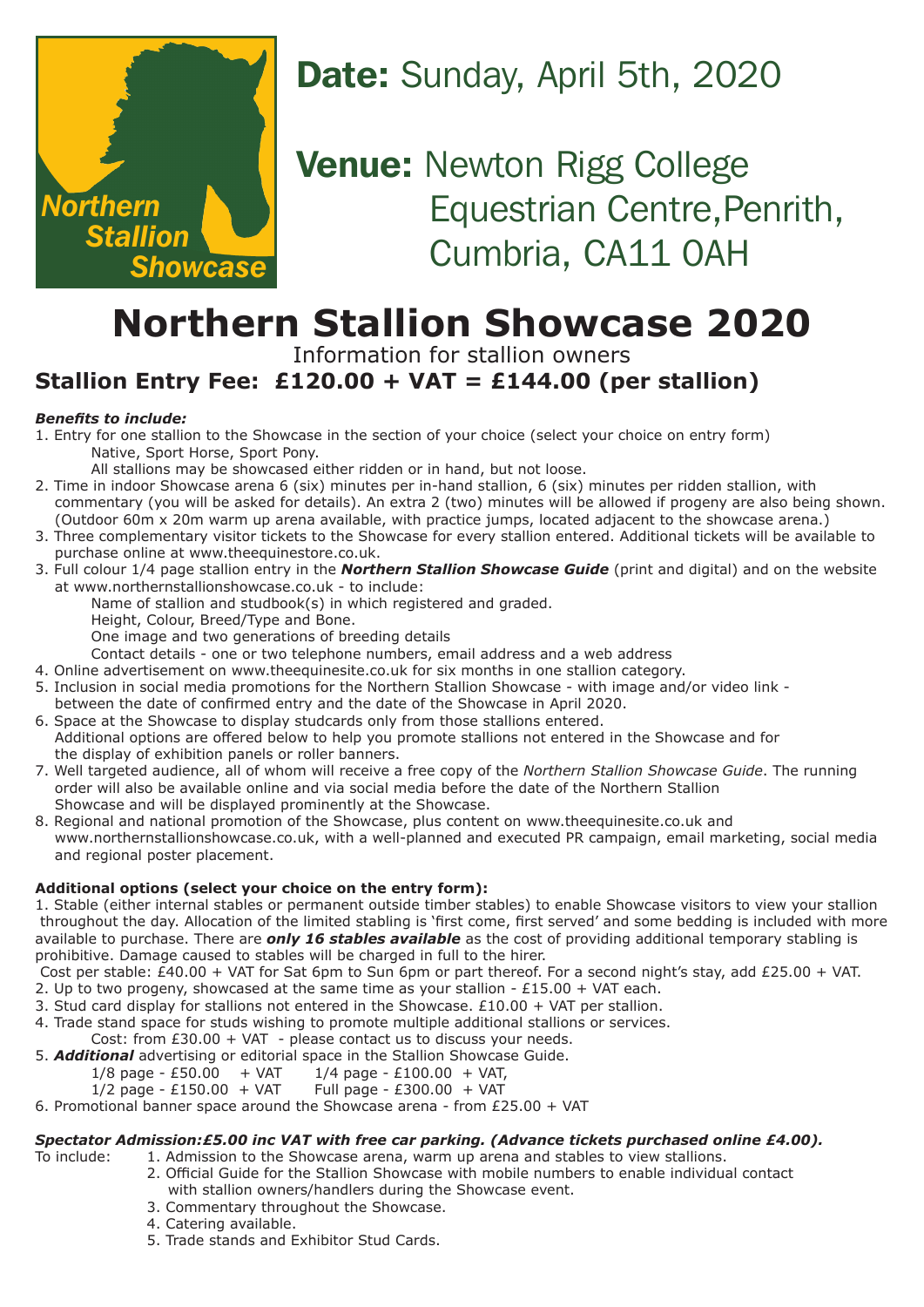Northern Stallion Showcase

**Date:** Sunday, April 5th, 2020

**Venue:** Newton Rigg College Equestrian Centre,Penrith, Cumbria, CA11 0AH

# Northern Stallion Showcase 2020

Information for stallion owners

## Stallion Entry Fee: £120.00 + VAT = £144.00 (per stallion)

***Benefits to include:***

1. Entry for one stallion to the Showcase in the section of your choice (select your choice on entry form)
   Native, Sport Horse, Sport Pony.
   All stallions may be showcased either ridden or in hand, but not loose.
2. Time in indoor Showcase arena 6 (six) minutes per in-hand stallion, 6 (six) minutes per ridden stallion, with commentary (you will be asked for details). An extra 2 (two) minutes will be allowed if progeny are also being shown. (Outdoor 60m x 20m warm up arena available, with practice jumps, located adjacent to the showcase arena.)
3. Three complementary visitor tickets to the Showcase for every stallion entered. Additional tickets will be available to purchase online at www.theequinestore.co.uk.
3. Full colour 1/4 page stallion entry in the ***Northern Stallion Showcase Guide*** (print and digital) and on the website at www.northernstallionshowcase.co.uk - to include:
   Name of stallion and studbook(s) in which registered and graded.
   Height, Colour, Breed/Type and Bone.
   One image and two generations of breeding details
   Contact details - one or two telephone numbers, email address and a web address
4. Online advertisement on www.theequinesite.co.uk for six months in one stallion category.
5. Inclusion in social media promotions for the Northern Stallion Showcase - with image and/or video link - between the date of confirmed entry and the date of the Showcase in April 2020.
6. Space at the Showcase to display studcards only from those stallions entered.
   Additional options are offered below to help you promote stallions not entered in the Showcase and for the display of exhibition panels or roller banners.
7. Well targeted audience, all of whom will receive a free copy of the *Northern Stallion Showcase Guide*. The running order will also be available online and via social media before the date of the Northern Stallion Showcase and will be displayed prominently at the Showcase.
8. Regional and national promotion of the Showcase, plus content on www.theequinesite.co.uk and www.northernstallionshowcase.co.uk, with a well-planned and executed PR campaign, email marketing, social media and regional poster placement.

**Additional options (select your choice on the entry form):**

1. Stable (either internal stables or permanent outside timber stables) to enable Showcase visitors to view your stallion throughout the day. Allocation of the limited stabling is 'first come, first served' and some bedding is included with more available to purchase. There are ***only 16 stables available*** as the cost of providing additional temporary stabling is prohibitive. Damage caused to stables will be charged in full to the hirer.
   Cost per stable: £40.00 + VAT for Sat 6pm to Sun 6pm or part thereof. For a second night's stay, add £25.00 + VAT.
2. Up to two progeny, showcased at the same time as your stallion - £15.00 + VAT each.
3. Stud card display for stallions not entered in the Showcase. £10.00 + VAT per stallion.
4. Trade stand space for studs wishing to promote multiple additional stallions or services.
   Cost: from £30.00 + VAT - please contact us to discuss your needs.
5. ***Additional*** advertising or editorial space in the Stallion Showcase Guide.
   1/8 page - £50.00 + VAT 1/4 page - £100.00 + VAT,
   1/2 page - £150.00 + VAT Full page - £300.00 + VAT
6. Promotional banner space around the Showcase arena - from £25.00 + VAT

***Spectator Admission:£5.00 inc VAT with free car parking. (Advance tickets purchased online £4.00).***

To include:
1. Admission to the Showcase arena, warm up arena and stables to view stallions.
2. Official Guide for the Stallion Showcase with mobile numbers to enable individual contact with stallion owners/handlers during the Showcase event.
3. Commentary throughout the Showcase.
4. Catering available.
5. Trade stands and Exhibitor Stud Cards.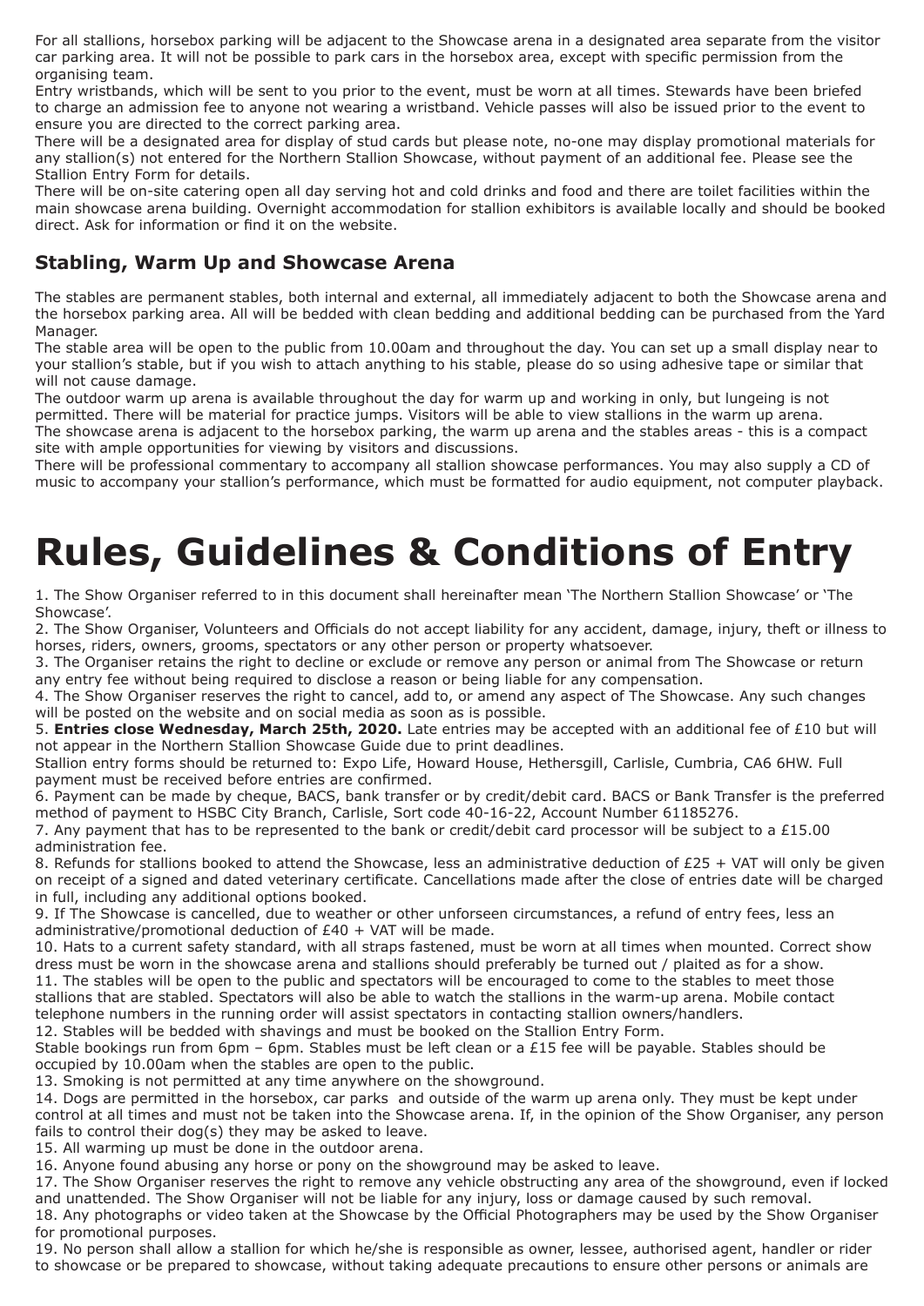For all stallions, horsebox parking will be adjacent to the Showcase arena in a designated area separate from the visitor car parking area. It will not be possible to park cars in the horsebox area, except with specific permission from the organising team.

Entry wristbands, which will be sent to you prior to the event, must be worn at all times. Stewards have been briefed to charge an admission fee to anyone not wearing a wristband. Vehicle passes will also be issued prior to the event to ensure you are directed to the correct parking area.

There will be a designated area for display of stud cards but please note, no-one may display promotional materials for any stallion(s) not entered for the Northern Stallion Showcase, without payment of an additional fee. Please see the Stallion Entry Form for details.

There will be on-site catering open all day serving hot and cold drinks and food and there are toilet facilities within the main showcase arena building. Overnight accommodation for stallion exhibitors is available locally and should be booked direct. Ask for information or find it on the website.

## Stabling, Warm Up and Showcase Arena

The stables are permanent stables, both internal and external, all immediately adjacent to both the Showcase arena and the horsebox parking area. All will be bedded with clean bedding and additional bedding can be purchased from the Yard Manager.

The stable area will be open to the public from 10.00am and throughout the day. You can set up a small display near to your stallion's stable, but if you wish to attach anything to his stable, please do so using adhesive tape or similar that will not cause damage.

The outdoor warm up arena is available throughout the day for warm up and working in only, but lungeing is not permitted. There will be material for practice jumps. Visitors will be able to view stallions in the warm up arena.

The showcase arena is adjacent to the horsebox parking, the warm up arena and the stables areas - this is a compact site with ample opportunities for viewing by visitors and discussions.

There will be professional commentary to accompany all stallion showcase performances. You may also supply a CD of music to accompany your stallion's performance, which must be formatted for audio equipment, not computer playback.

# Rules, Guidelines & Conditions of Entry

1. The Show Organiser referred to in this document shall hereinafter mean 'The Northern Stallion Showcase' or 'The Showcase'.

2. The Show Organiser, Volunteers and Officials do not accept liability for any accident, damage, injury, theft or illness to horses, riders, owners, grooms, spectators or any other person or property whatsoever.

3. The Organiser retains the right to decline or exclude or remove any person or animal from The Showcase or return any entry fee without being required to disclose a reason or being liable for any compensation.

4. The Show Organiser reserves the right to cancel, add to, or amend any aspect of The Showcase. Any such changes will be posted on the website and on social media as soon as is possible.

5. **Entries close Wednesday, March 25th, 2020.** Late entries may be accepted with an additional fee of £10 but will not appear in the Northern Stallion Showcase Guide due to print deadlines.

Stallion entry forms should be returned to: Expo Life, Howard House, Hethersgill, Carlisle, Cumbria, CA6 6HW. Full payment must be received before entries are confirmed.

6. Payment can be made by cheque, BACS, bank transfer or by credit/debit card. BACS or Bank Transfer is the preferred method of payment to HSBC City Branch, Carlisle, Sort code 40-16-22, Account Number 61185276.

7. Any payment that has to be represented to the bank or credit/debit card processor will be subject to a £15.00 administration fee.

8. Refunds for stallions booked to attend the Showcase, less an administrative deduction of £25 + VAT will only be given on receipt of a signed and dated veterinary certificate. Cancellations made after the close of entries date will be charged in full, including any additional options booked.

9. If The Showcase is cancelled, due to weather or other unforseen circumstances, a refund of entry fees, less an administrative/promotional deduction of £40 + VAT will be made.

10. Hats to a current safety standard, with all straps fastened, must be worn at all times when mounted. Correct show dress must be worn in the showcase arena and stallions should preferably be turned out / plaited as for a show.

11. The stables will be open to the public and spectators will be encouraged to come to the stables to meet those stallions that are stabled. Spectators will also be able to watch the stallions in the warm-up arena. Mobile contact telephone numbers in the running order will assist spectators in contacting stallion owners/handlers.

12. Stables will be bedded with shavings and must be booked on the Stallion Entry Form.

Stable bookings run from 6pm – 6pm. Stables must be left clean or a £15 fee will be payable. Stables should be occupied by 10.00am when the stables are open to the public.

13. Smoking is not permitted at any time anywhere on the showground.

14. Dogs are permitted in the horsebox, car parks and outside of the warm up arena only. They must be kept under control at all times and must not be taken into the Showcase arena. If, in the opinion of the Show Organiser, any person fails to control their dog(s) they may be asked to leave.

15. All warming up must be done in the outdoor arena.

16. Anyone found abusing any horse or pony on the showground may be asked to leave.

17. The Show Organiser reserves the right to remove any vehicle obstructing any area of the showground, even if locked and unattended. The Show Organiser will not be liable for any injury, loss or damage caused by such removal.

18. Any photographs or video taken at the Showcase by the Official Photographers may be used by the Show Organiser for promotional purposes.

19. No person shall allow a stallion for which he/she is responsible as owner, lessee, authorised agent, handler or rider to showcase or be prepared to showcase, without taking adequate precautions to ensure other persons or animals are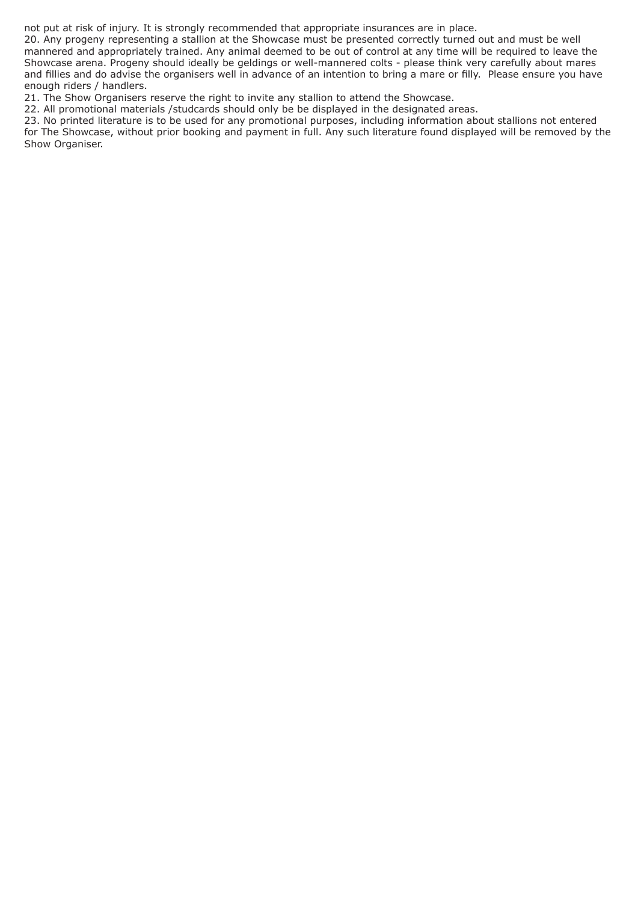not put at risk of injury. It is strongly recommended that appropriate insurances are in place.

20. Any progeny representing a stallion at the Showcase must be presented correctly turned out and must be well mannered and appropriately trained. Any animal deemed to be out of control at any time will be required to leave the Showcase arena. Progeny should ideally be geldings or well-mannered colts - please think very carefully about mares and fillies and do advise the organisers well in advance of an intention to bring a mare or filly. Please ensure you have enough riders / handlers.

21. The Show Organisers reserve the right to invite any stallion to attend the Showcase.

22. All promotional materials /studcards should only be be displayed in the designated areas.

23. No printed literature is to be used for any promotional purposes, including information about stallions not entered for The Showcase, without prior booking and payment in full. Any such literature found displayed will be removed by the Show Organiser.